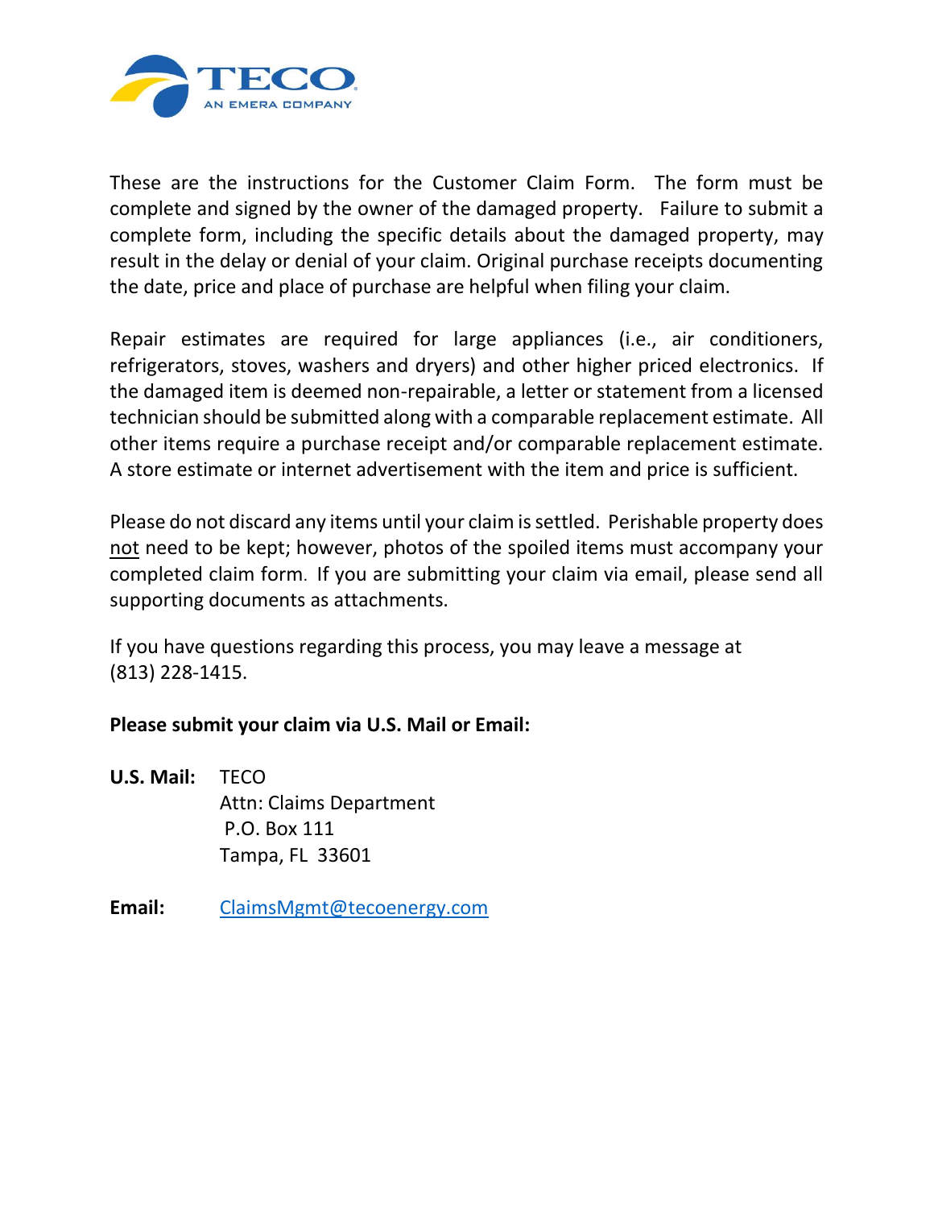TECO
AN EMERA COMPANY

These are the instructions for the Customer Claim Form. The form must be complete and signed by the owner of the damaged property. Failure to submit a complete form, including the specific details about the damaged property, may result in the delay or denial of your claim. Original purchase receipts documenting the date, price and place of purchase are helpful when filing your claim.

Repair estimates are required for large appliances (i.e., air conditioners, refrigerators, stoves, washers and dryers) and other higher priced electronics. If the damaged item is deemed non-repairable, a letter or statement from a licensed technician should be submitted along with a comparable replacement estimate. All other items require a purchase receipt and/or comparable replacement estimate. A store estimate or internet advertisement with the item and price is sufficient.

Please do not discard any items until your claim is settled. Perishable property does <u>not</u> need to be kept; however, photos of the spoiled items must accompany your completed claim form. If you are submitting your claim via email, please send all supporting documents as attachments.

If you have questions regarding this process, you may leave a message at (813) 228-1415.

**Please submit your claim via U.S. Mail or Email:**

**U.S. Mail:** TECO
Attn: Claims Department
P.O. Box 111
Tampa, FL 33601

**Email:** ClaimsMgmt@tecoenergy.com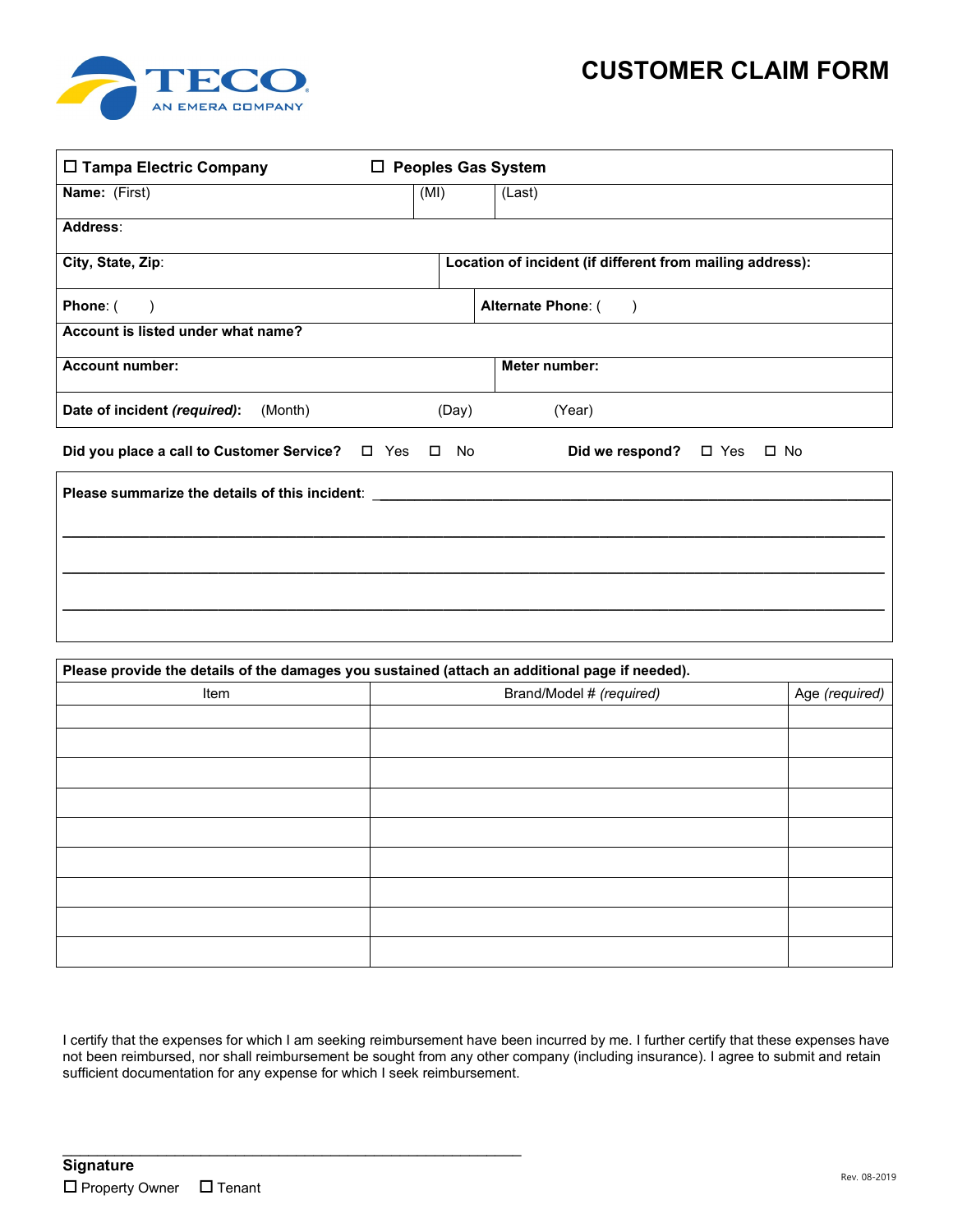TECO
AN EMERA COMPANY

# CUSTOMER CLAIM FORM

☐ **Tampa Electric Company** ☐ **Peoples Gas System**

**Name:** (First) (MI) (Last)

**Address**:

**City, State, Zip**:

**Location of incident (if different from mailing address):**

**Phone**: ( )

**Alternate Phone**: ( )

**Account is listed under what name?**

**Account number:**

**Meter number:**

**Date of incident *(required)*:** (Month) (Day) (Year)

**Did you place a call to Customer Service?** ☐ Yes ☐ No **Did we respond?** ☐ Yes ☐ No

**Please summarize the details of this incident**: ____________________________________________

____________________________________________________________________________

____________________________________________________________________________

____________________________________________________________________________

**Please provide the details of the damages you sustained (attach an additional page if needed).**

| Item | Brand/Model # *(required)* | Age *(required)* |
|---|---|---|
| | | |
| | | |
| | | |
| | | |
| | | |
| | | |
| | | |
| | | |
| | | |

I certify that the expenses for which I am seeking reimbursement have been incurred by me. I further certify that these expenses have not been reimbursed, nor shall reimbursement be sought from any other company (including insurance). I agree to submit and retain sufficient documentation for any expense for which I seek reimbursement.

____________________________________________

**Signature**

☐ Property Owner ☐ Tenant

Rev. 08-2019